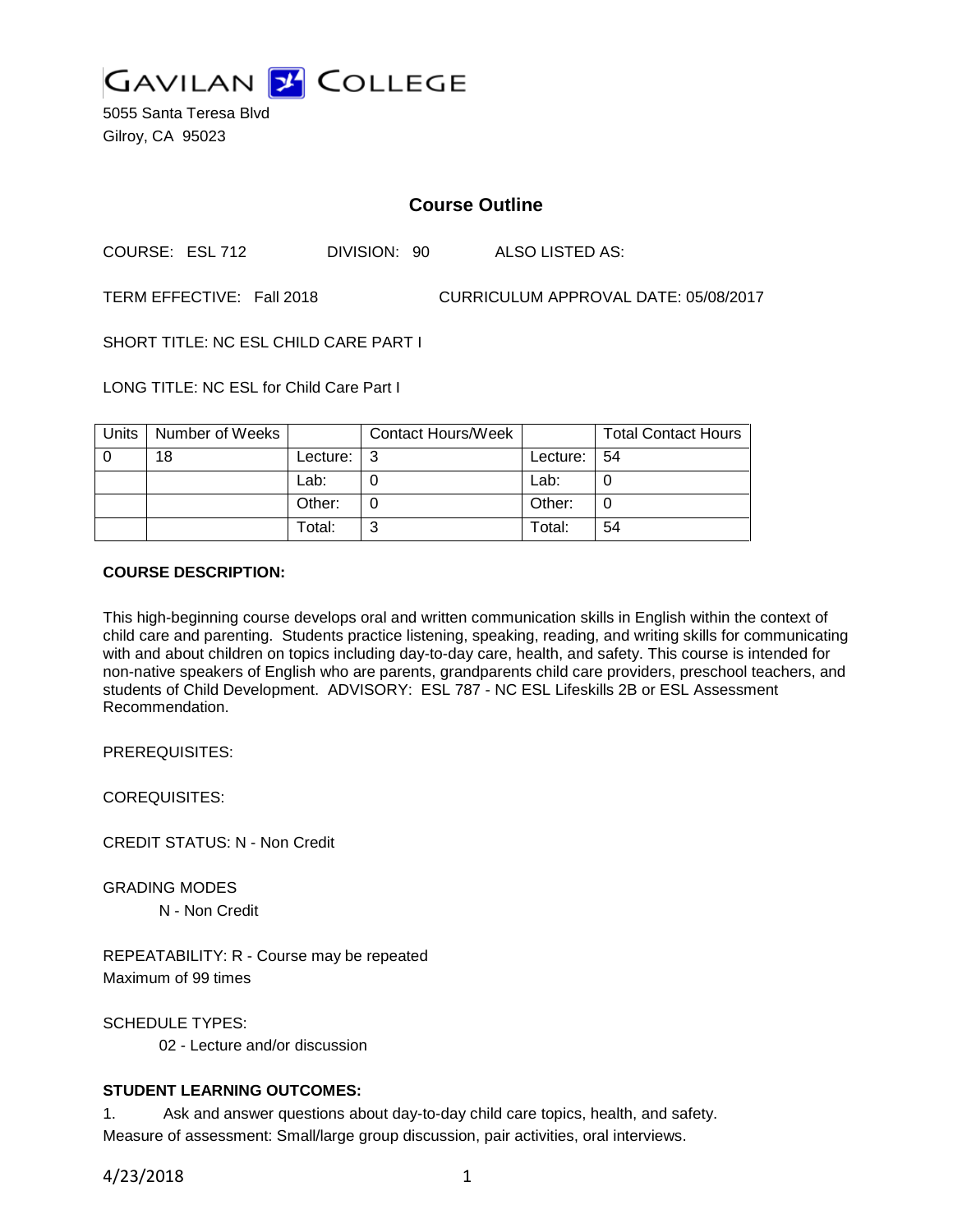GAVILAN COLLEGE

5055 Santa Teresa Blvd
Gilroy, CA 95023

# Course Outline

COURSE: ESL 712 DIVISION: 90 ALSO LISTED AS:

TERM EFFECTIVE: Fall 2018 CURRICULUM APPROVAL DATE: 05/08/2017

SHORT TITLE: NC ESL CHILD CARE PART I

LONG TITLE: NC ESL for Child Care Part I

| Units | Number of Weeks | | Contact Hours/Week | | Total Contact Hours |
|---|---|---|---|---|---|
| 0 | 18 | Lecture: | 3 | Lecture: | 54 |
| | | Lab: | 0 | Lab: | 0 |
| | | Other: | 0 | Other: | 0 |
| | | Total: | 3 | Total: | 54 |

**COURSE DESCRIPTION:**

This high-beginning course develops oral and written communication skills in English within the context of child care and parenting. Students practice listening, speaking, reading, and writing skills for communicating with and about children on topics including day-to-day care, health, and safety. This course is intended for non-native speakers of English who are parents, grandparents child care providers, preschool teachers, and students of Child Development. ADVISORY: ESL 787 - NC ESL Lifeskills 2B or ESL Assessment Recommendation.

PREREQUISITES:

COREQUISITES:

CREDIT STATUS: N - Non Credit

GRADING MODES

N - Non Credit

REPEATABILITY: R - Course may be repeated
Maximum of 99 times

SCHEDULE TYPES:

02 - Lecture and/or discussion

**STUDENT LEARNING OUTCOMES:**

1. Ask and answer questions about day-to-day child care topics, health, and safety.
Measure of assessment: Small/large group discussion, pair activities, oral interviews.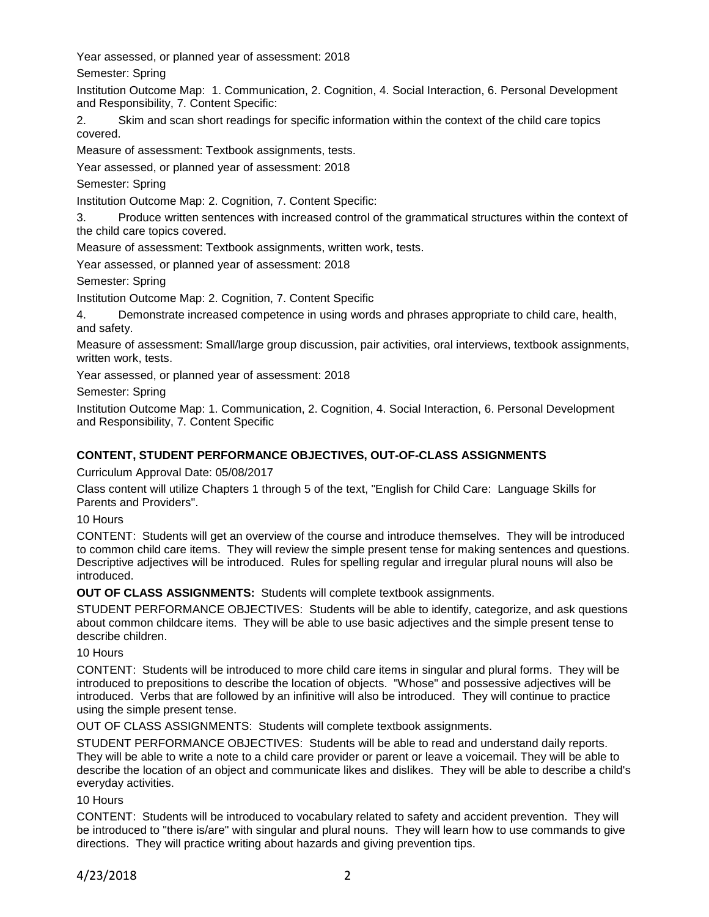Year assessed, or planned year of assessment: 2018

Semester: Spring

Institution Outcome Map: 1. Communication, 2. Cognition, 4. Social Interaction, 6. Personal Development and Responsibility, 7. Content Specific:

2. Skim and scan short readings for specific information within the context of the child care topics covered.

Measure of assessment: Textbook assignments, tests.

Year assessed, or planned year of assessment: 2018

Semester: Spring

Institution Outcome Map: 2. Cognition, 7. Content Specific:

3. Produce written sentences with increased control of the grammatical structures within the context of the child care topics covered.

Measure of assessment: Textbook assignments, written work, tests.

Year assessed, or planned year of assessment: 2018

Semester: Spring

Institution Outcome Map: 2. Cognition, 7. Content Specific

4. Demonstrate increased competence in using words and phrases appropriate to child care, health, and safety.

Measure of assessment: Small/large group discussion, pair activities, oral interviews, textbook assignments, written work, tests.

Year assessed, or planned year of assessment: 2018

Semester: Spring

Institution Outcome Map: 1. Communication, 2. Cognition, 4. Social Interaction, 6. Personal Development and Responsibility, 7. Content Specific

## CONTENT, STUDENT PERFORMANCE OBJECTIVES, OUT-OF-CLASS ASSIGNMENTS

Curriculum Approval Date: 05/08/2017

Class content will utilize Chapters 1 through 5 of the text, "English for Child Care: Language Skills for Parents and Providers".

10 Hours

CONTENT: Students will get an overview of the course and introduce themselves. They will be introduced to common child care items. They will review the simple present tense for making sentences and questions. Descriptive adjectives will be introduced. Rules for spelling regular and irregular plural nouns will also be introduced.

**OUT OF CLASS ASSIGNMENTS:** Students will complete textbook assignments.

STUDENT PERFORMANCE OBJECTIVES: Students will be able to identify, categorize, and ask questions about common childcare items. They will be able to use basic adjectives and the simple present tense to describe children.

10 Hours

CONTENT: Students will be introduced to more child care items in singular and plural forms. They will be introduced to prepositions to describe the location of objects. "Whose" and possessive adjectives will be introduced. Verbs that are followed by an infinitive will also be introduced. They will continue to practice using the simple present tense.

OUT OF CLASS ASSIGNMENTS: Students will complete textbook assignments.

STUDENT PERFORMANCE OBJECTIVES: Students will be able to read and understand daily reports. They will be able to write a note to a child care provider or parent or leave a voicemail. They will be able to describe the location of an object and communicate likes and dislikes. They will be able to describe a child's everyday activities.

10 Hours

CONTENT: Students will be introduced to vocabulary related to safety and accident prevention. They will be introduced to "there is/are" with singular and plural nouns. They will learn how to use commands to give directions. They will practice writing about hazards and giving prevention tips.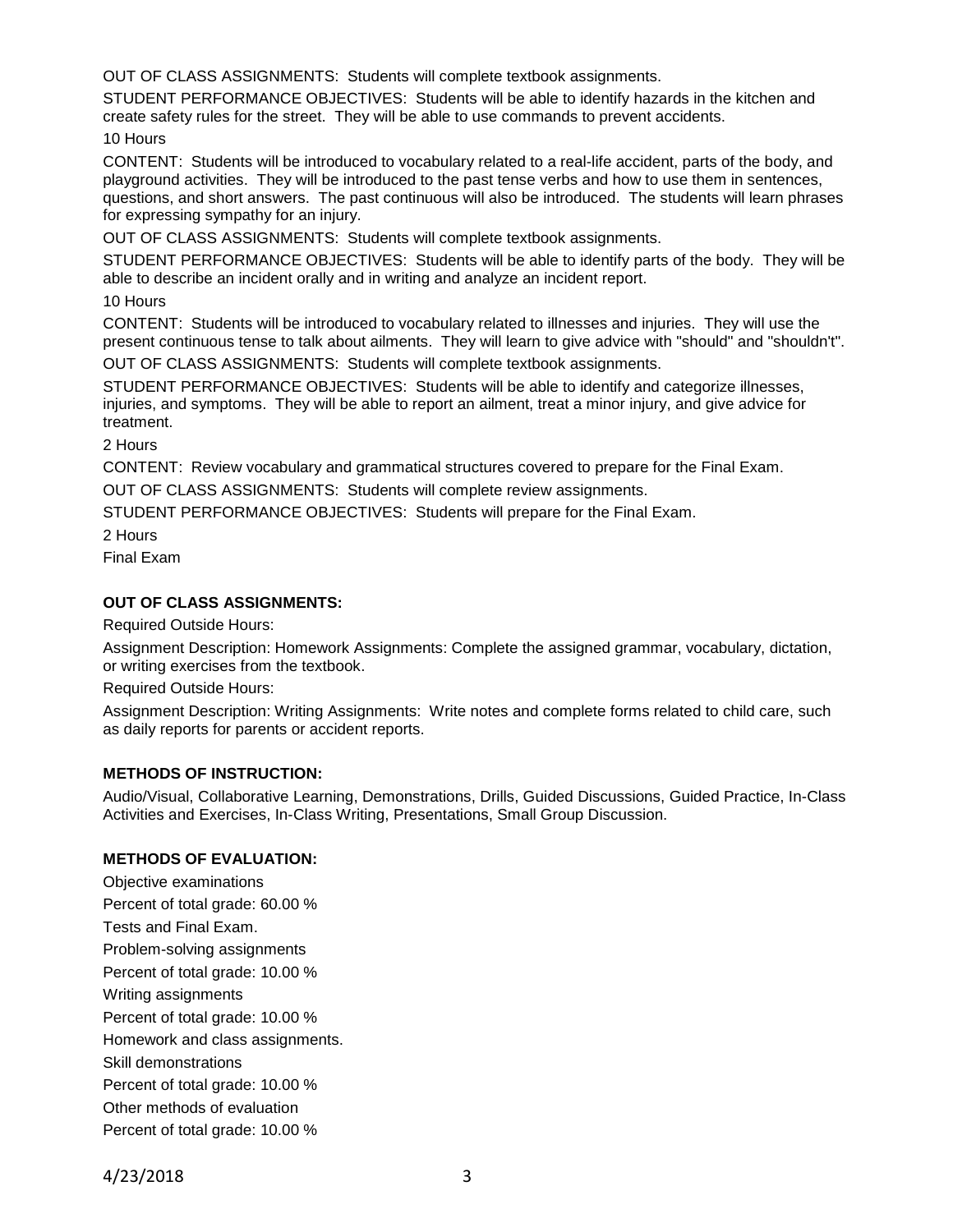OUT OF CLASS ASSIGNMENTS: Students will complete textbook assignments.

STUDENT PERFORMANCE OBJECTIVES: Students will be able to identify hazards in the kitchen and create safety rules for the street. They will be able to use commands to prevent accidents.

10 Hours

CONTENT: Students will be introduced to vocabulary related to a real-life accident, parts of the body, and playground activities. They will be introduced to the past tense verbs and how to use them in sentences, questions, and short answers. The past continuous will also be introduced. The students will learn phrases for expressing sympathy for an injury.

OUT OF CLASS ASSIGNMENTS: Students will complete textbook assignments.

STUDENT PERFORMANCE OBJECTIVES: Students will be able to identify parts of the body. They will be able to describe an incident orally and in writing and analyze an incident report.

10 Hours

CONTENT: Students will be introduced to vocabulary related to illnesses and injuries. They will use the present continuous tense to talk about ailments. They will learn to give advice with "should" and "shouldn't".

OUT OF CLASS ASSIGNMENTS: Students will complete textbook assignments.

STUDENT PERFORMANCE OBJECTIVES: Students will be able to identify and categorize illnesses, injuries, and symptoms. They will be able to report an ailment, treat a minor injury, and give advice for treatment.

2 Hours

CONTENT: Review vocabulary and grammatical structures covered to prepare for the Final Exam.

OUT OF CLASS ASSIGNMENTS: Students will complete review assignments.

STUDENT PERFORMANCE OBJECTIVES: Students will prepare for the Final Exam.

2 Hours

Final Exam

**OUT OF CLASS ASSIGNMENTS:**

Required Outside Hours:

Assignment Description: Homework Assignments: Complete the assigned grammar, vocabulary, dictation, or writing exercises from the textbook.

Required Outside Hours:

Assignment Description: Writing Assignments: Write notes and complete forms related to child care, such as daily reports for parents or accident reports.

**METHODS OF INSTRUCTION:**

Audio/Visual, Collaborative Learning, Demonstrations, Drills, Guided Discussions, Guided Practice, In-Class Activities and Exercises, In-Class Writing, Presentations, Small Group Discussion.

**METHODS OF EVALUATION:**

Objective examinations

Percent of total grade: 60.00 %

Tests and Final Exam.

Problem-solving assignments

Percent of total grade: 10.00 %

Writing assignments

Percent of total grade: 10.00 %

Homework and class assignments.

Skill demonstrations

Percent of total grade: 10.00 %

Other methods of evaluation

Percent of total grade: 10.00 %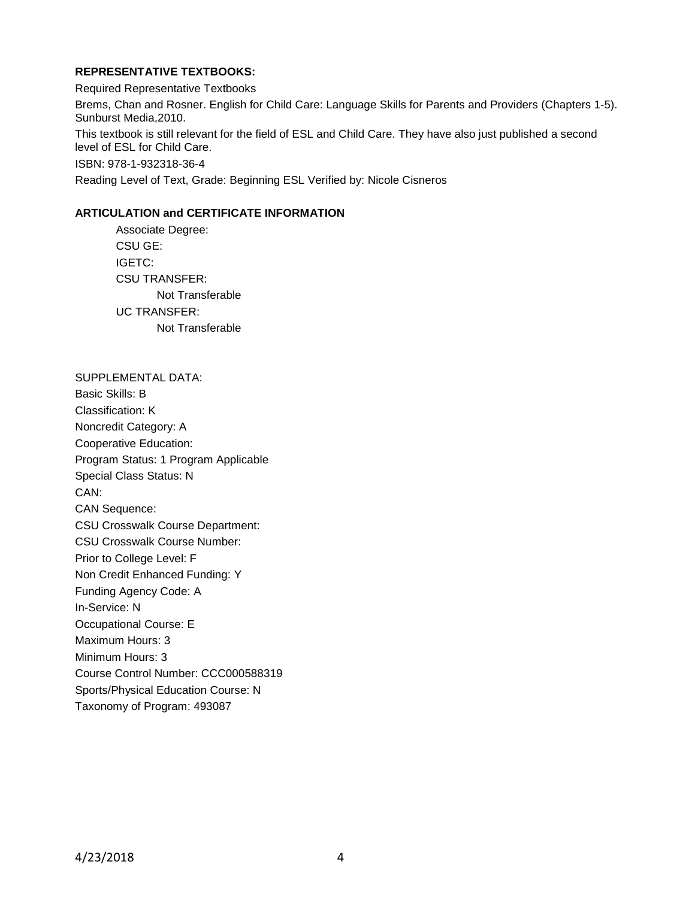**REPRESENTATIVE TEXTBOOKS:**

Required Representative Textbooks

Brems, Chan and Rosner. English for Child Care: Language Skills for Parents and Providers (Chapters 1-5). Sunburst Media,2010.

This textbook is still relevant for the field of ESL and Child Care. They have also just published a second level of ESL for Child Care.

ISBN: 978-1-932318-36-4

Reading Level of Text, Grade: Beginning ESL Verified by: Nicole Cisneros

**ARTICULATION and CERTIFICATE INFORMATION**

Associate Degree:
CSU GE:
IGETC:
CSU TRANSFER:
Not Transferable
UC TRANSFER:
Not Transferable

SUPPLEMENTAL DATA:
Basic Skills: B
Classification: K
Noncredit Category: A
Cooperative Education:
Program Status: 1 Program Applicable
Special Class Status: N
CAN:
CAN Sequence:
CSU Crosswalk Course Department:
CSU Crosswalk Course Number:
Prior to College Level: F
Non Credit Enhanced Funding: Y
Funding Agency Code: A
In-Service: N
Occupational Course: E
Maximum Hours: 3
Minimum Hours: 3
Course Control Number: CCC000588319
Sports/Physical Education Course: N
Taxonomy of Program: 493087